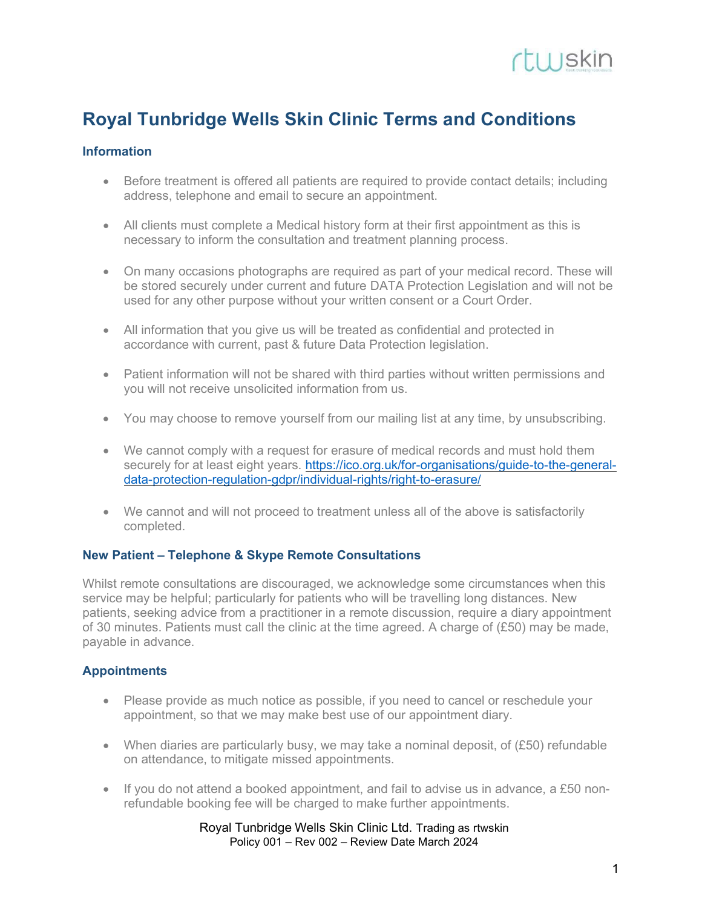# Royal Tunbridge Wells Skin Clinic Terms and Conditions

### Information

- Before treatment is offered all patients are required to provide contact details; including address, telephone and email to secure an appointment.
- All clients must complete a Medical history form at their first appointment as this is necessary to inform the consultation and treatment planning process.
- On many occasions photographs are required as part of your medical record. These will be stored securely under current and future DATA Protection Legislation and will not be used for any other purpose without your written consent or a Court Order.
- All information that you give us will be treated as confidential and protected in accordance with current, past & future Data Protection legislation.
- Patient information will not be shared with third parties without written permissions and you will not receive unsolicited information from us.
- You may choose to remove yourself from our mailing list at any time, by unsubscribing.
- We cannot comply with a request for erasure of medical records and must hold them securely for at least eight years. [https://ico.org.uk/for-organisations/guide-to-the-general-data-protection-regulation-gdpr/individual-rights/right-to-erasure/](https://ico.org.uk/for-organisations/guide-to-the-general-data-protection-regulation-gdpr/individual-rights/right-to-erasure/)
- We cannot and will not proceed to treatment unless all of the above is satisfactorily completed.

### New Patient – Telephone & Skype Remote Consultations

Whilst remote consultations are discouraged, we acknowledge some circumstances when this service may be helpful; particularly for patients who will be travelling long distances. New patients, seeking advice from a practitioner in a remote discussion, require a diary appointment of 30 minutes. Patients must call the clinic at the time agreed. A charge of (£50) may be made, payable in advance.

### Appointments

- Please provide as much notice as possible, if you need to cancel or reschedule your appointment, so that we may make best use of our appointment diary.
- When diaries are particularly busy, we may take a nominal deposit, of (£50) refundable on attendance, to mitigate missed appointments.
- If you do not attend a booked appointment, and fail to advise us in advance, a £50 non-refundable booking fee will be charged to make further appointments.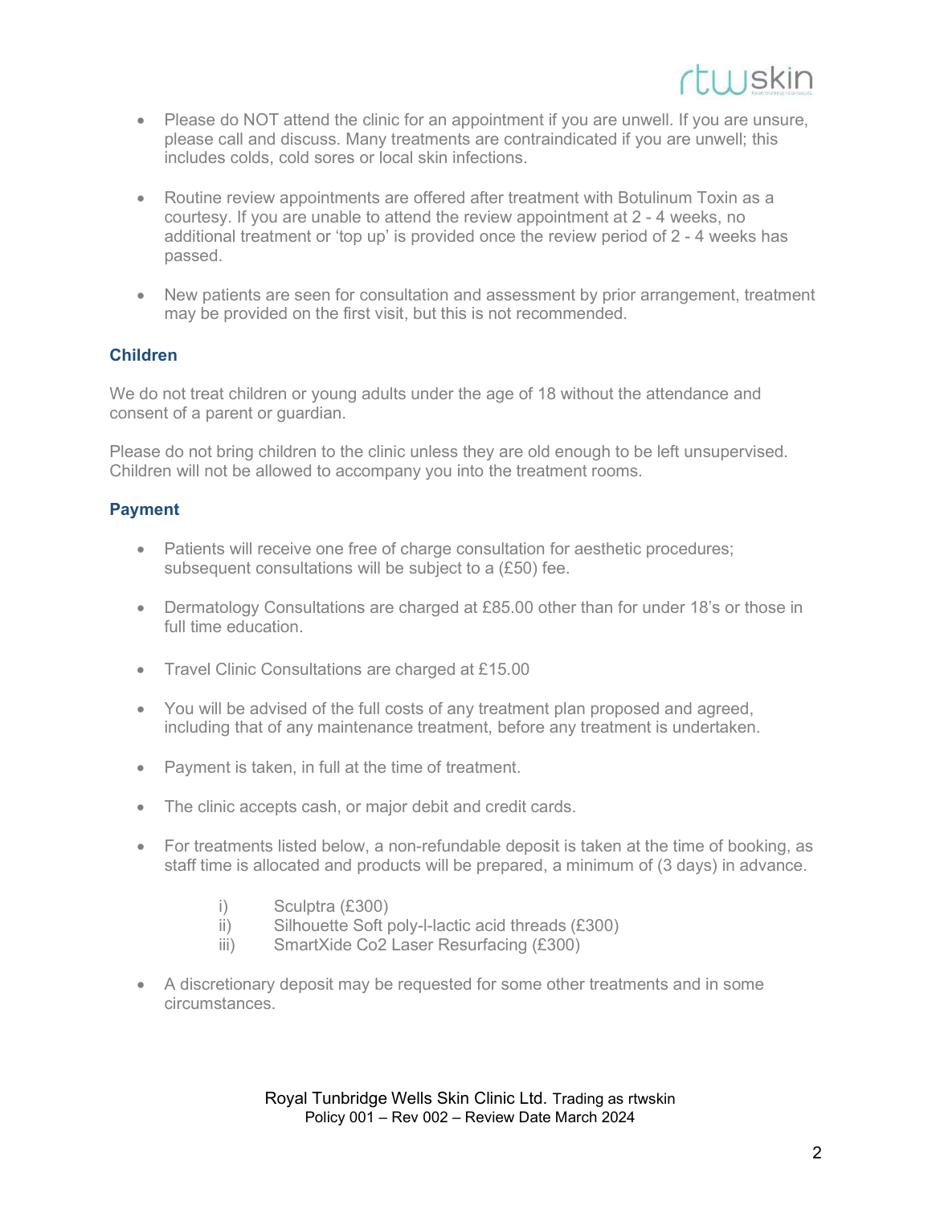- Please do NOT attend the clinic for an appointment if you are unwell. If you are unsure, please call and discuss. Many treatments are contraindicated if you are unwell; this includes colds, cold sores or local skin infections.

- Routine review appointments are offered after treatment with Botulinum Toxin as a courtesy. If you are unable to attend the review appointment at 2 - 4 weeks, no additional treatment or 'top up' is provided once the review period of 2 - 4 weeks has passed.

- New patients are seen for consultation and assessment by prior arrangement, treatment may be provided on the first visit, but this is not recommended.

## Children

We do not treat children or young adults under the age of 18 without the attendance and consent of a parent or guardian.

Please do not bring children to the clinic unless they are old enough to be left unsupervised. Children will not be allowed to accompany you into the treatment rooms.

## Payment

- Patients will receive one free of charge consultation for aesthetic procedures; subsequent consultations will be subject to a (£50) fee.

- Dermatology Consultations are charged at £85.00 other than for under 18's or those in full time education.

- Travel Clinic Consultations are charged at £15.00

- You will be advised of the full costs of any treatment plan proposed and agreed, including that of any maintenance treatment, before any treatment is undertaken.

- Payment is taken, in full at the time of treatment.

- The clinic accepts cash, or major debit and credit cards.

- For treatments listed below, a non-refundable deposit is taken at the time of booking, as staff time is allocated and products will be prepared, a minimum of (3 days) in advance.

  i) Sculptra (£300)
  ii) Silhouette Soft poly-l-lactic acid threads (£300)
  iii) SmartXide Co2 Laser Resurfacing (£300)

- A discretionary deposit may be requested for some other treatments and in some circumstances.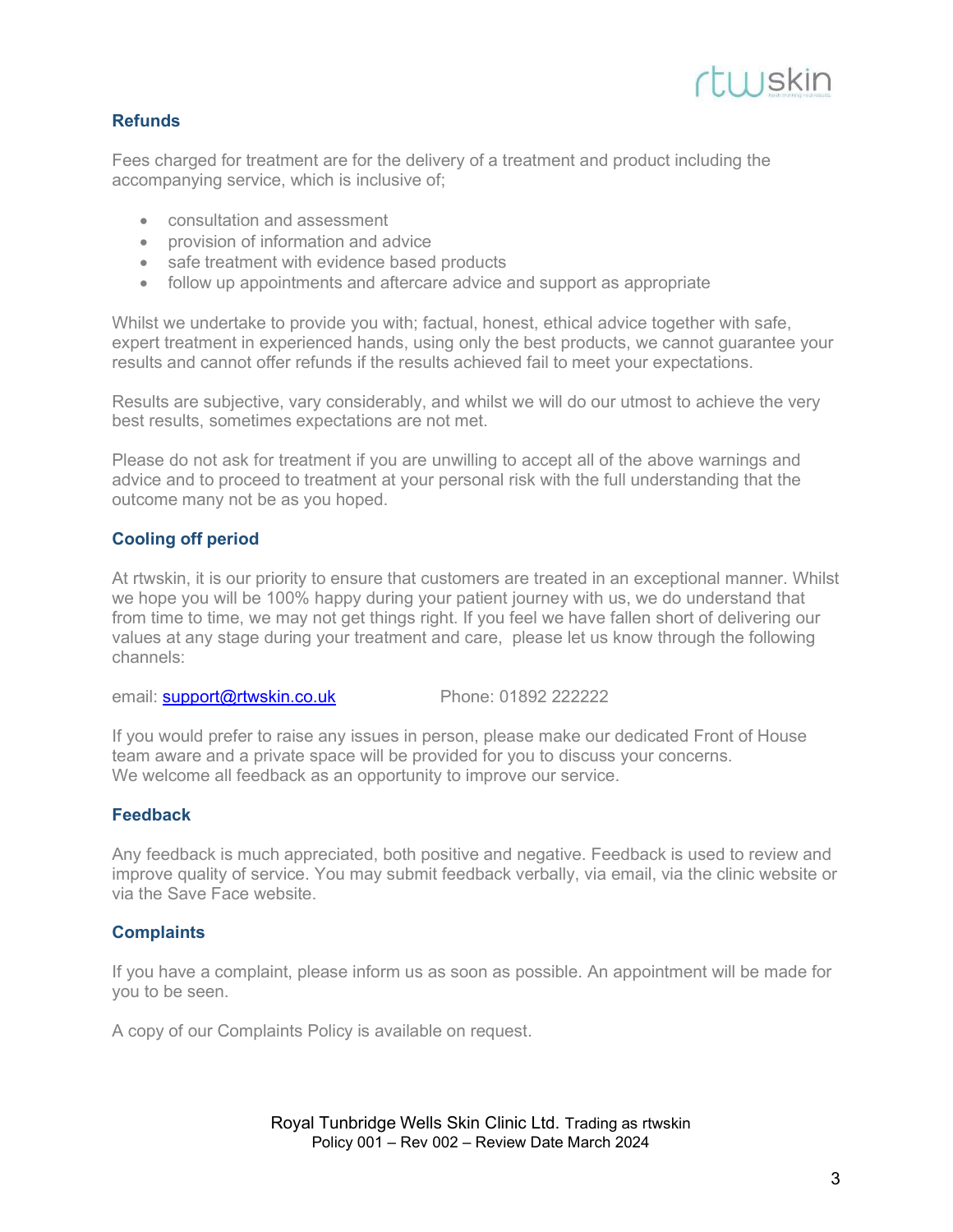## Refunds

Fees charged for treatment are for the delivery of a treatment and product including the accompanying service, which is inclusive of;

- consultation and assessment
- provision of information and advice
- safe treatment with evidence based products
- follow up appointments and aftercare advice and support as appropriate

Whilst we undertake to provide you with; factual, honest, ethical advice together with safe, expert treatment in experienced hands, using only the best products, we cannot guarantee your results and cannot offer refunds if the results achieved fail to meet your expectations.

Results are subjective, vary considerably, and whilst we will do our utmost to achieve the very best results, sometimes expectations are not met.

Please do not ask for treatment if you are unwilling to accept all of the above warnings and advice and to proceed to treatment at your personal risk with the full understanding that the outcome many not be as you hoped.

## Cooling off period

At rtwskin, it is our priority to ensure that customers are treated in an exceptional manner. Whilst we hope you will be 100% happy during your patient journey with us, we do understand that from time to time, we may not get things right. If you feel we have fallen short of delivering our values at any stage during your treatment and care, please let us know through the following channels:

email: support@rtwskin.co.uk        Phone: 01892 222222

If you would prefer to raise any issues in person, please make our dedicated Front of House team aware and a private space will be provided for you to discuss your concerns.
We welcome all feedback as an opportunity to improve our service.

## Feedback

Any feedback is much appreciated, both positive and negative. Feedback is used to review and improve quality of service. You may submit feedback verbally, via email, via the clinic website or via the Save Face website.

## Complaints

If you have a complaint, please inform us as soon as possible. An appointment will be made for you to be seen.

A copy of our Complaints Policy is available on request.

Royal Tunbridge Wells Skin Clinic Ltd. Trading as rtwskin
Policy 001 – Rev 002 – Review Date March 2024